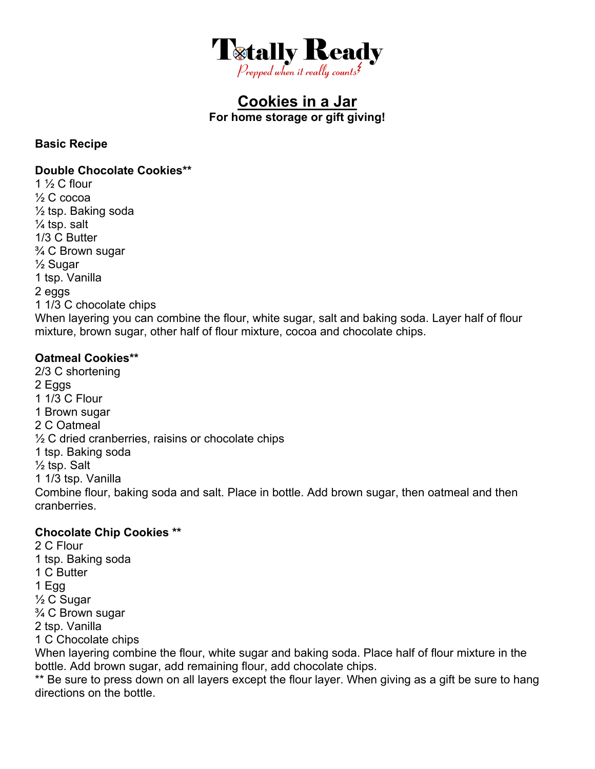# Totally Ready

*Prepped when it really counts*

## Cookies in a Jar

**For home storage or gift giving!**

**Basic Recipe**

**Double Chocolate Cookies****

1 ½ C flour
½ C cocoa
½ tsp. Baking soda
¼ tsp. salt
1/3 C Butter
¾ C Brown sugar
½ Sugar
1 tsp. Vanilla
2 eggs
1 1/3 C chocolate chips

When layering you can combine the flour, white sugar, salt and baking soda. Layer half of flour mixture, brown sugar, other half of flour mixture, cocoa and chocolate chips.

**Oatmeal Cookies****

2/3 C shortening
2 Eggs
1 1/3 C Flour
1 Brown sugar
2 C Oatmeal
½ C dried cranberries, raisins or chocolate chips
1 tsp. Baking soda
½ tsp. Salt
1 1/3 tsp. Vanilla

Combine flour, baking soda and salt. Place in bottle. Add brown sugar, then oatmeal and then cranberries.

**Chocolate Chip Cookies ****

2 C Flour
1 tsp. Baking soda
1 C Butter
1 Egg
½ C Sugar
¾ C Brown sugar
2 tsp. Vanilla
1 C Chocolate chips

When layering combine the flour, white sugar and baking soda. Place half of flour mixture in the bottle. Add brown sugar, add remaining flour, add chocolate chips.

** Be sure to press down on all layers except the flour layer. When giving as a gift be sure to hang directions on the bottle.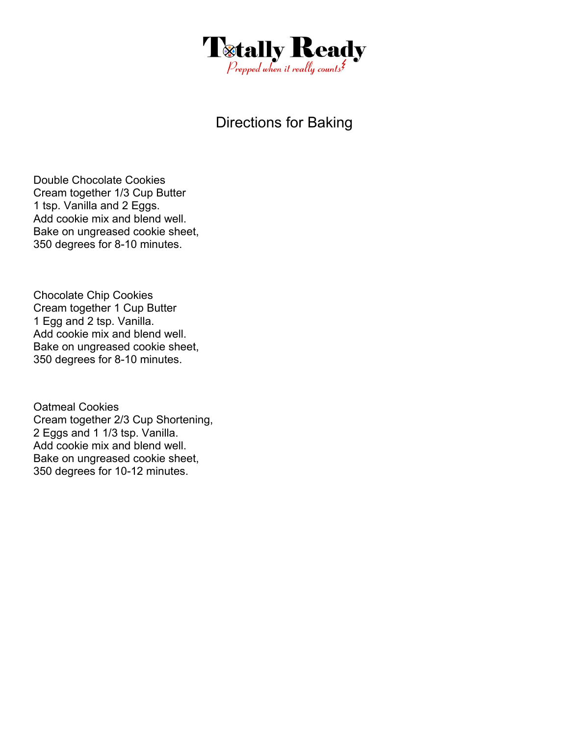**Totally Ready**

*Prepped when it really counts*

# Directions for Baking

Double Chocolate Cookies
Cream together 1/3 Cup Butter
1 tsp. Vanilla and 2 Eggs.
Add cookie mix and blend well.
Bake on ungreased cookie sheet,
350 degrees for 8-10 minutes.

Chocolate Chip Cookies
Cream together 1 Cup Butter
1 Egg and 2 tsp. Vanilla.
Add cookie mix and blend well.
Bake on ungreased cookie sheet,
350 degrees for 8-10 minutes.

Oatmeal Cookies
Cream together 2/3 Cup Shortening,
2 Eggs and 1 1/3 tsp. Vanilla.
Add cookie mix and blend well.
Bake on ungreased cookie sheet,
350 degrees for 10-12 minutes.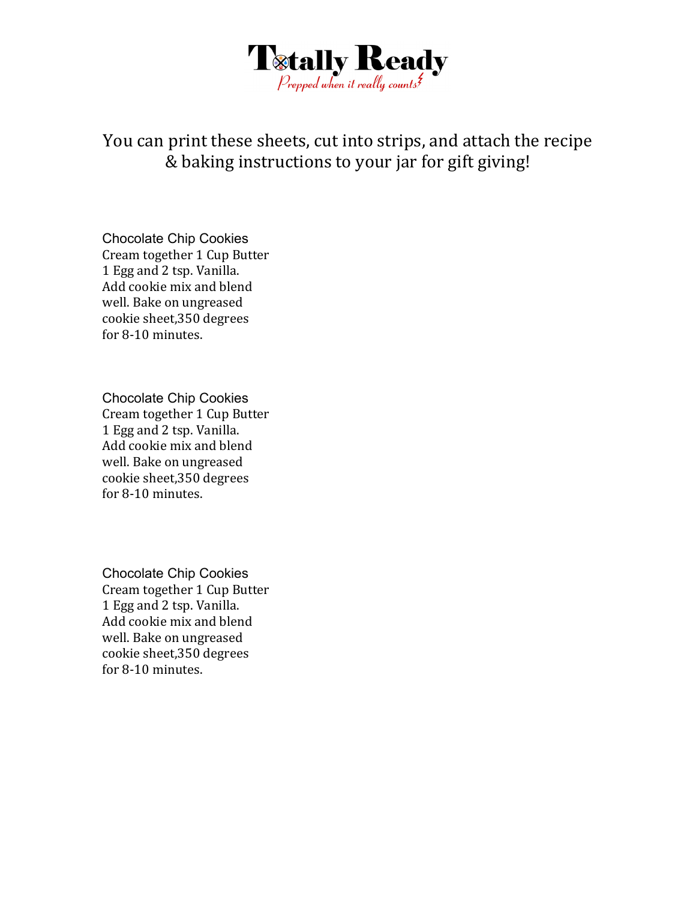# Totally Ready

*Prepped when it really counts*

You can print these sheets, cut into strips, and attach the recipe & baking instructions to your jar for gift giving!

Chocolate Chip Cookies
Cream together 1 Cup Butter
1 Egg and 2 tsp. Vanilla.
Add cookie mix and blend
well. Bake on ungreased
cookie sheet,350 degrees
for 8-10 minutes.

Chocolate Chip Cookies
Cream together 1 Cup Butter
1 Egg and 2 tsp. Vanilla.
Add cookie mix and blend
well. Bake on ungreased
cookie sheet,350 degrees
for 8-10 minutes.

Chocolate Chip Cookies
Cream together 1 Cup Butter
1 Egg and 2 tsp. Vanilla.
Add cookie mix and blend
well. Bake on ungreased
cookie sheet,350 degrees
for 8-10 minutes.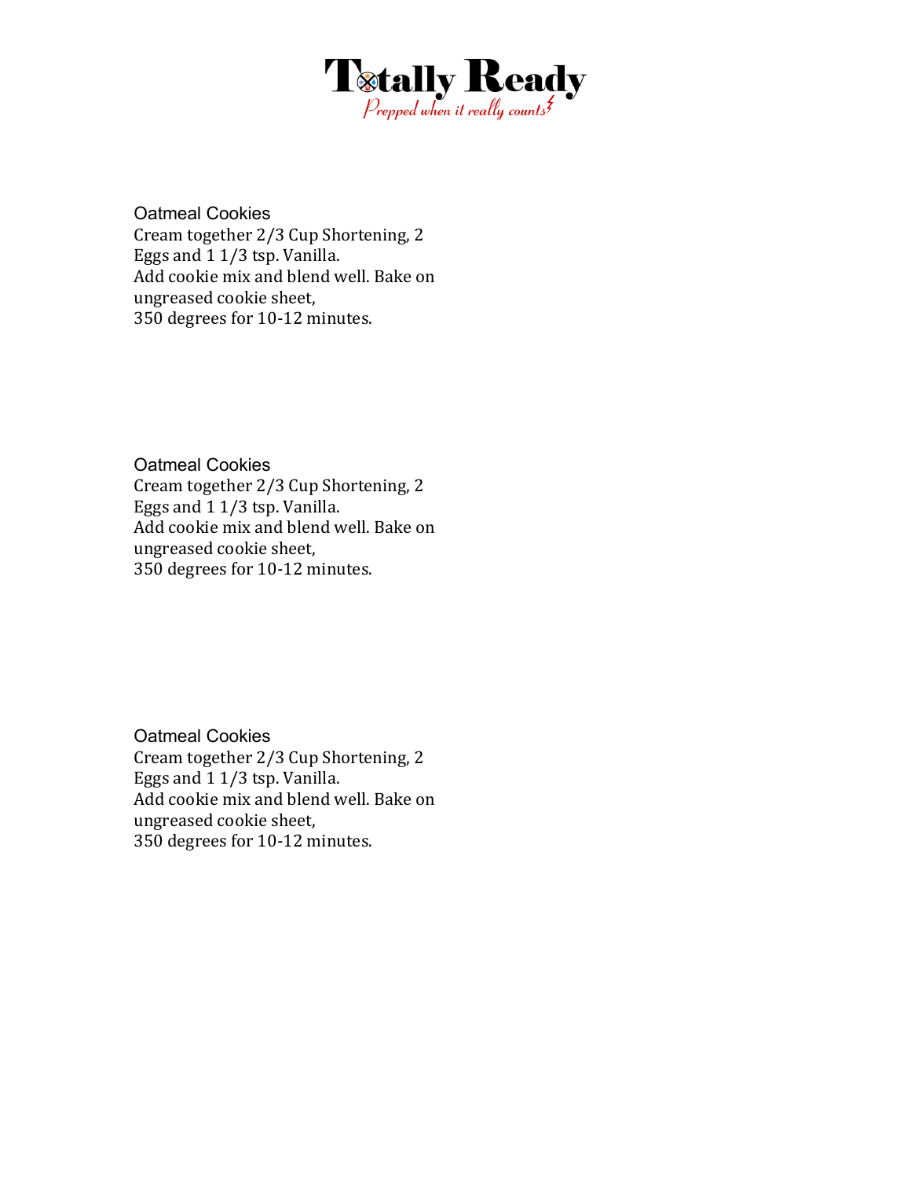# Totally Ready

*Prepped when it really counts*

### Oatmeal Cookies

Cream together 2/3 Cup Shortening, 2 Eggs and 1 1/3 tsp. Vanilla.
Add cookie mix and blend well. Bake on ungreased cookie sheet,
350 degrees for 10-12 minutes.

### Oatmeal Cookies

Cream together 2/3 Cup Shortening, 2 Eggs and 1 1/3 tsp. Vanilla.
Add cookie mix and blend well. Bake on ungreased cookie sheet,
350 degrees for 10-12 minutes.

### Oatmeal Cookies

Cream together 2/3 Cup Shortening, 2 Eggs and 1 1/3 tsp. Vanilla.
Add cookie mix and blend well. Bake on ungreased cookie sheet,
350 degrees for 10-12 minutes.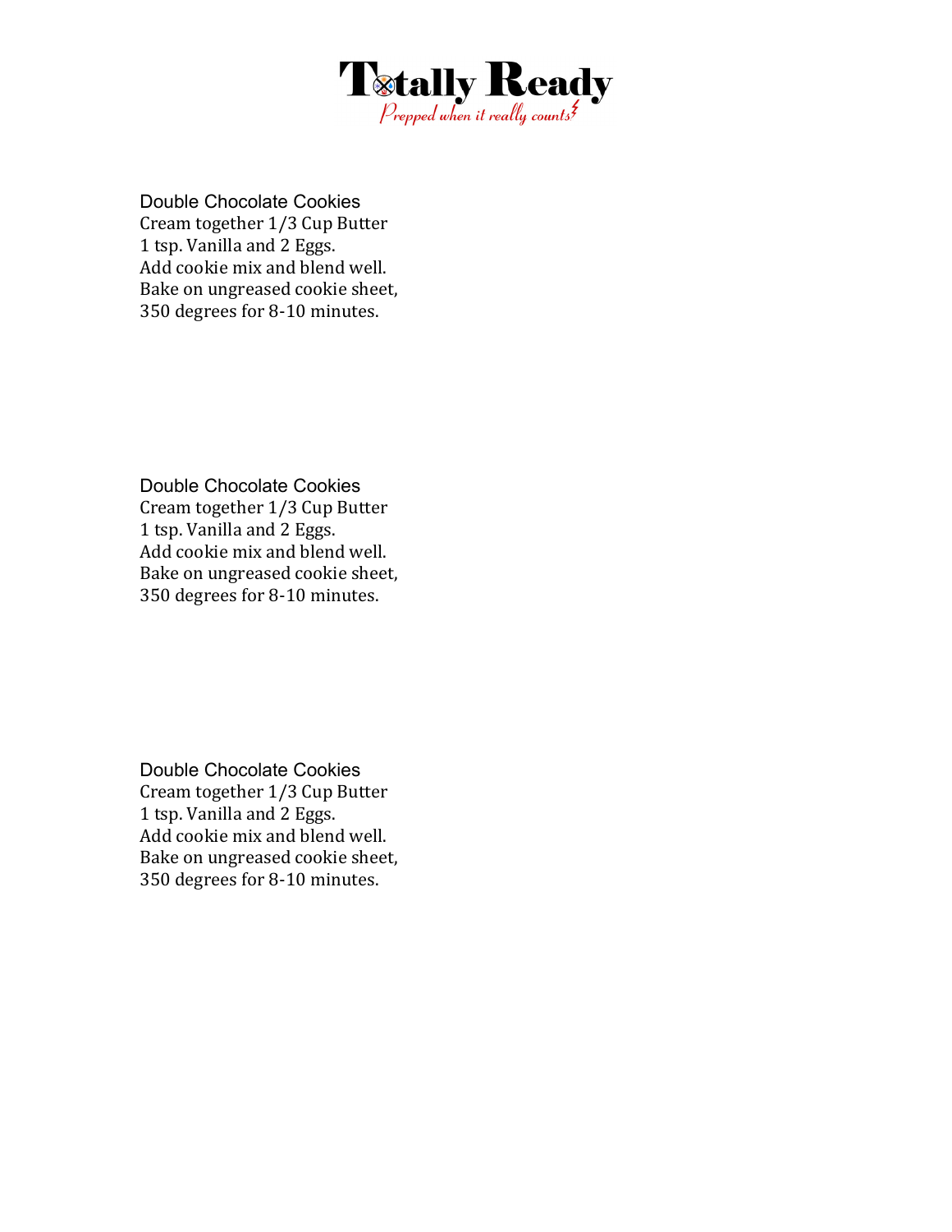# Totally Ready

*Prepped when it really counts*

### Double Chocolate Cookies

Cream together 1/3 Cup Butter
1 tsp. Vanilla and 2 Eggs.
Add cookie mix and blend well.
Bake on ungreased cookie sheet,
350 degrees for 8-10 minutes.

### Double Chocolate Cookies

Cream together 1/3 Cup Butter
1 tsp. Vanilla and 2 Eggs.
Add cookie mix and blend well.
Bake on ungreased cookie sheet,
350 degrees for 8-10 minutes.

### Double Chocolate Cookies

Cream together 1/3 Cup Butter
1 tsp. Vanilla and 2 Eggs.
Add cookie mix and blend well.
Bake on ungreased cookie sheet,
350 degrees for 8-10 minutes.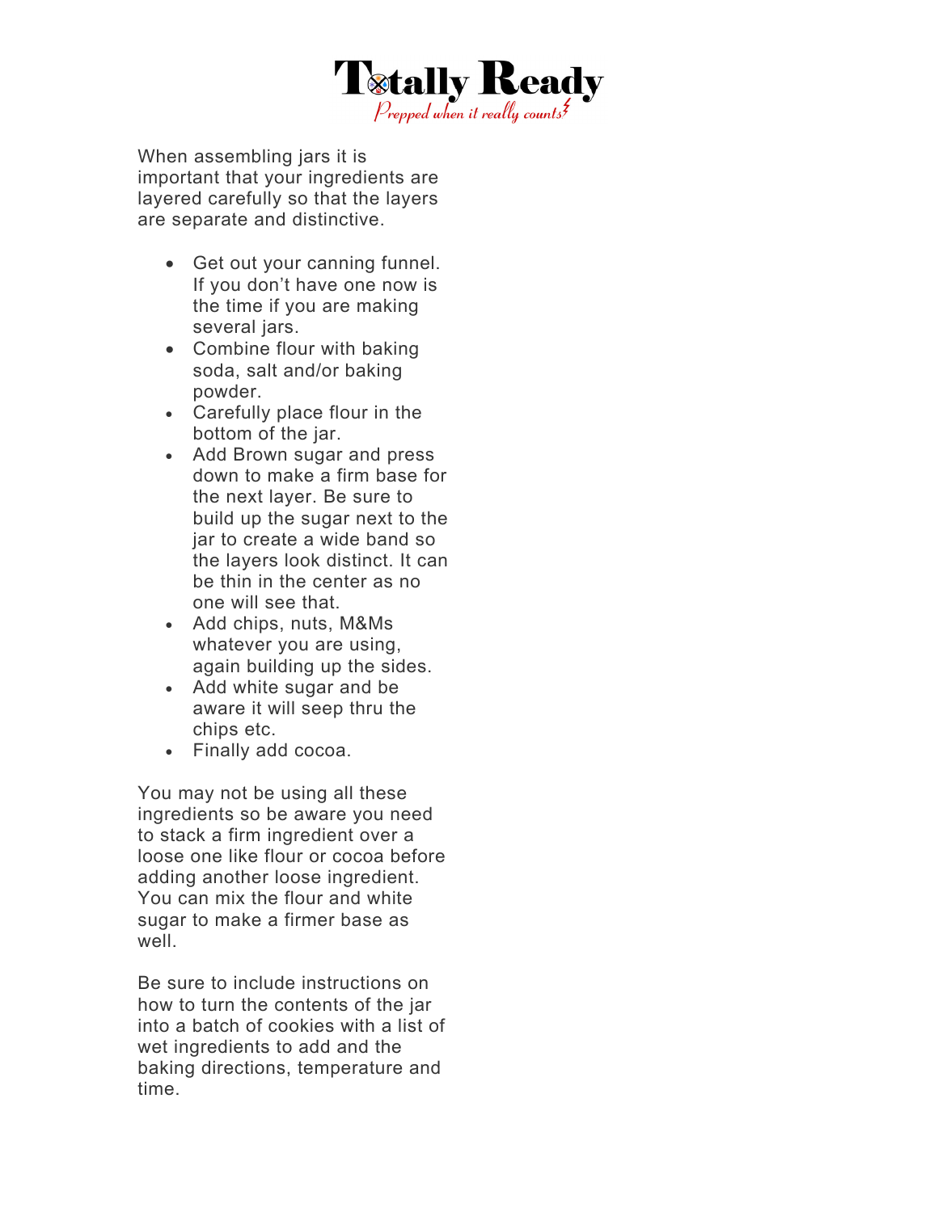When assembling jars it is important that your ingredients are layered carefully so that the layers are separate and distinctive.

- Get out your canning funnel. If you don't have one now is the time if you are making several jars.
- Combine flour with baking soda, salt and/or baking powder.
- Carefully place flour in the bottom of the jar.
- Add Brown sugar and press down to make a firm base for the next layer. Be sure to build up the sugar next to the jar to create a wide band so the layers look distinct. It can be thin in the center as no one will see that.
- Add chips, nuts, M&Ms whatever you are using, again building up the sides.
- Add white sugar and be aware it will seep thru the chips etc.
- Finally add cocoa.

You may not be using all these ingredients so be aware you need to stack a firm ingredient over a loose one like flour or cocoa before adding another loose ingredient. You can mix the flour and white sugar to make a firmer base as well.

Be sure to include instructions on how to turn the contents of the jar into a batch of cookies with a list of wet ingredients to add and the baking directions, temperature and time.